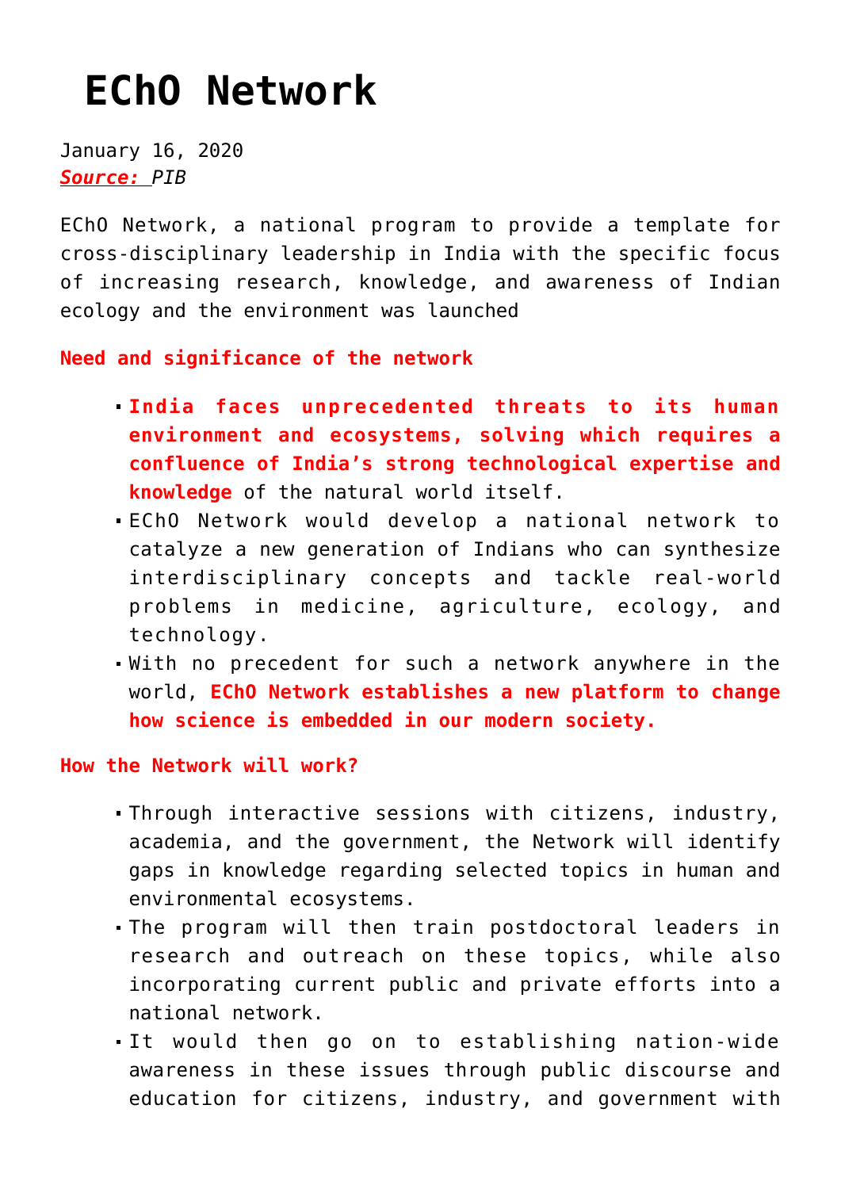# EChO Network

January 16, 2020
***Source:*** *PIB*

EChO Network, a national program to provide a template for cross-disciplinary leadership in India with the specific focus of increasing research, knowledge, and awareness of Indian ecology and the environment was launched

**Need and significance of the network**

- **India faces unprecedented threats to its human environment and ecosystems, solving which requires a confluence of India's strong technological expertise and knowledge** of the natural world itself.
- EChO Network would develop a national network to catalyze a new generation of Indians who can synthesize interdisciplinary concepts and tackle real-world problems in medicine, agriculture, ecology, and technology.
- With no precedent for such a network anywhere in the world, **EChO Network establishes a new platform to change how science is embedded in our modern society.**

**How the Network will work?**

- Through interactive sessions with citizens, industry, academia, and the government, the Network will identify gaps in knowledge regarding selected topics in human and environmental ecosystems.
- The program will then train postdoctoral leaders in research and outreach on these topics, while also incorporating current public and private efforts into a national network.
- It would then go on to establishing nation-wide awareness in these issues through public discourse and education for citizens, industry, and government with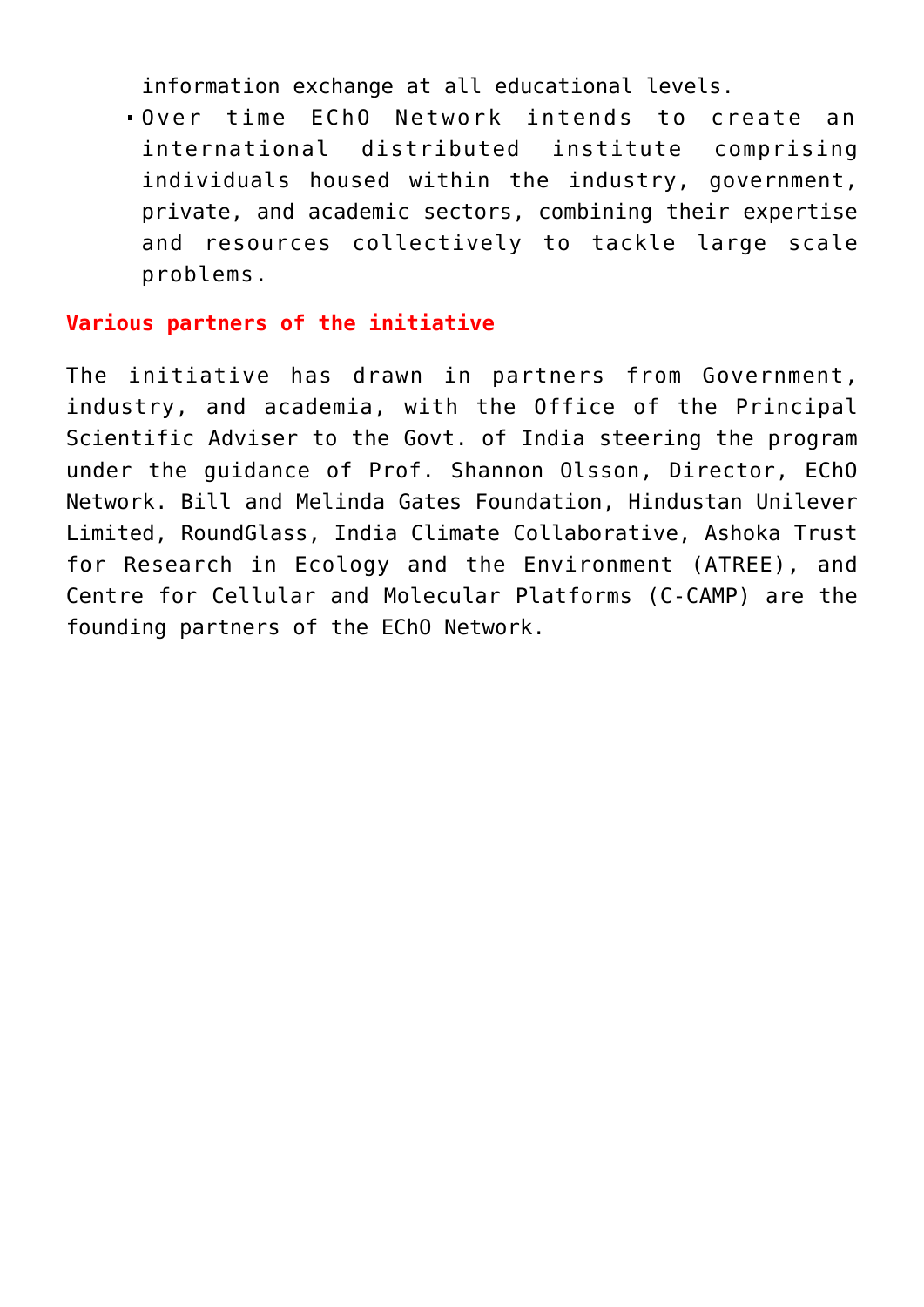information exchange at all educational levels.

- Over time EChO Network intends to create an international distributed institute comprising individuals housed within the industry, government, private, and academic sectors, combining their expertise and resources collectively to tackle large scale problems.

**Various partners of the initiative**

The initiative has drawn in partners from Government, industry, and academia, with the Office of the Principal Scientific Adviser to the Govt. of India steering the program under the guidance of Prof. Shannon Olsson, Director, EChO Network. Bill and Melinda Gates Foundation, Hindustan Unilever Limited, RoundGlass, India Climate Collaborative, Ashoka Trust for Research in Ecology and the Environment (ATREE), and Centre for Cellular and Molecular Platforms (C-CAMP) are the founding partners of the EChO Network.